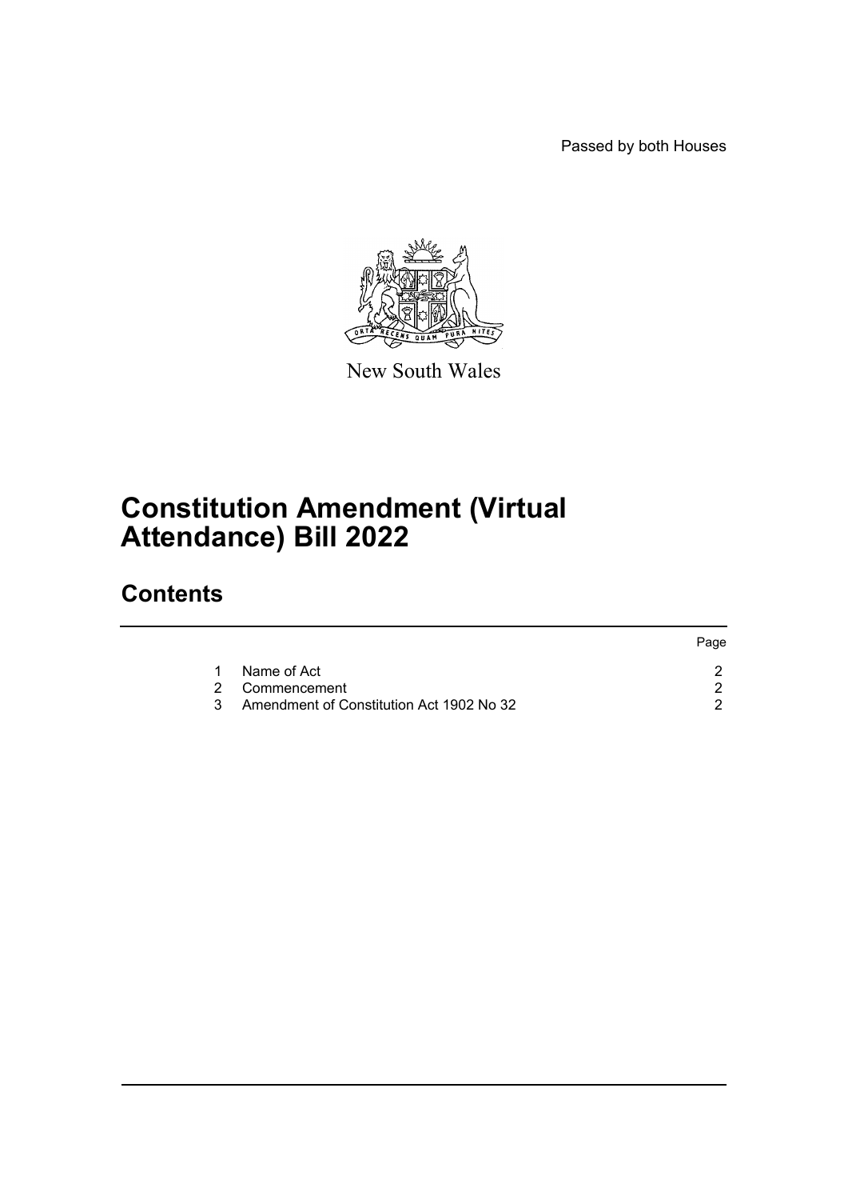Passed by both Houses

New South Wales

# Constitution Amendment (Virtual Attendance) Bill 2022

## Contents

| | | Page |
|---|---|---|
| 1 | Name of Act | 2 |
| 2 | Commencement | 2 |
| 3 | Amendment of Constitution Act 1902 No 32 | 2 |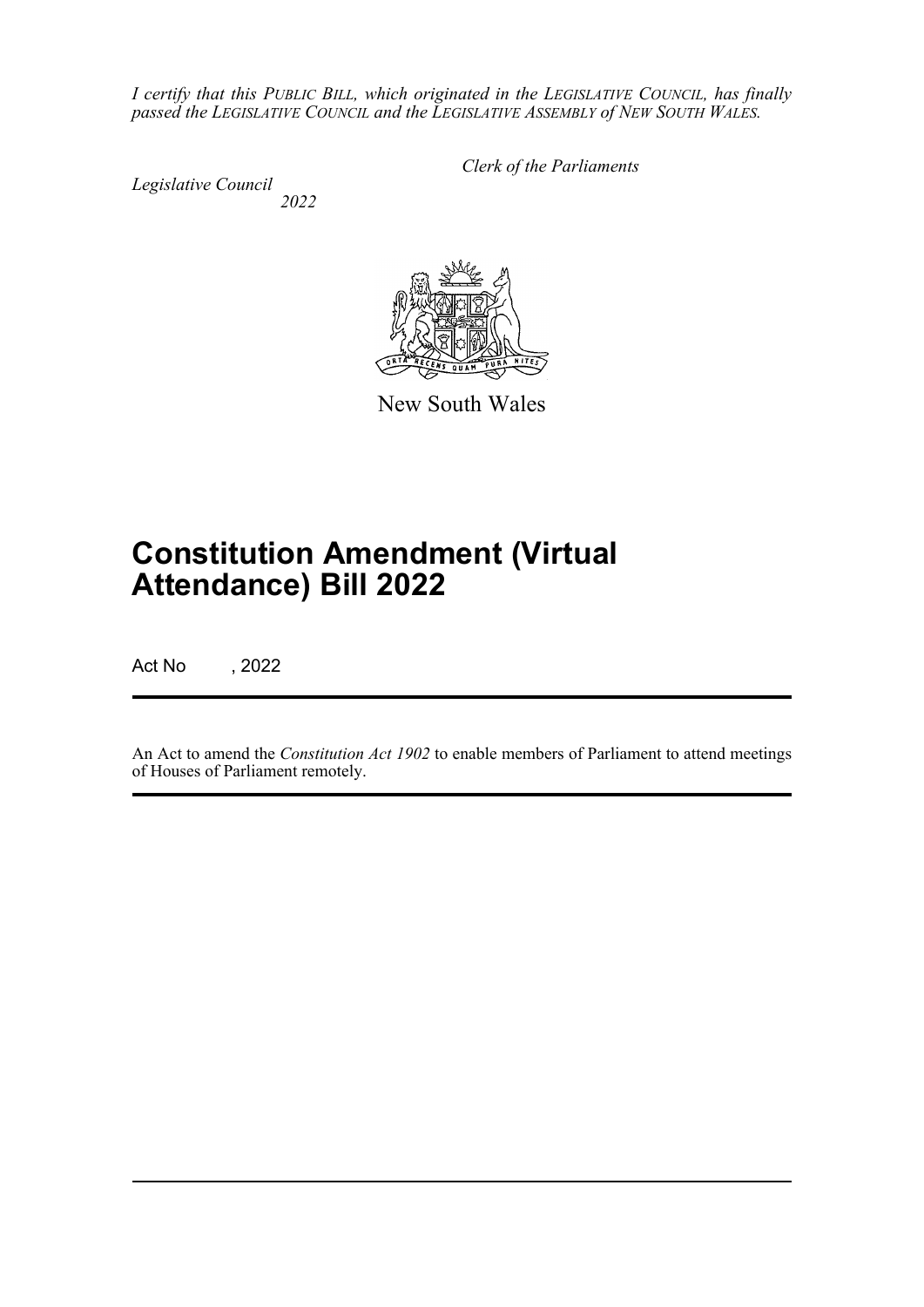*I certify that this PUBLIC BILL, which originated in the LEGISLATIVE COUNCIL, has finally passed the LEGISLATIVE COUNCIL and the LEGISLATIVE ASSEMBLY of NEW SOUTH WALES.*

*Clerk of the Parliaments*

*Legislative Council*
*2022*

New South Wales

# Constitution Amendment (Virtual Attendance) Bill 2022

Act No , 2022

An Act to amend the *Constitution Act 1902* to enable members of Parliament to attend meetings of Houses of Parliament remotely.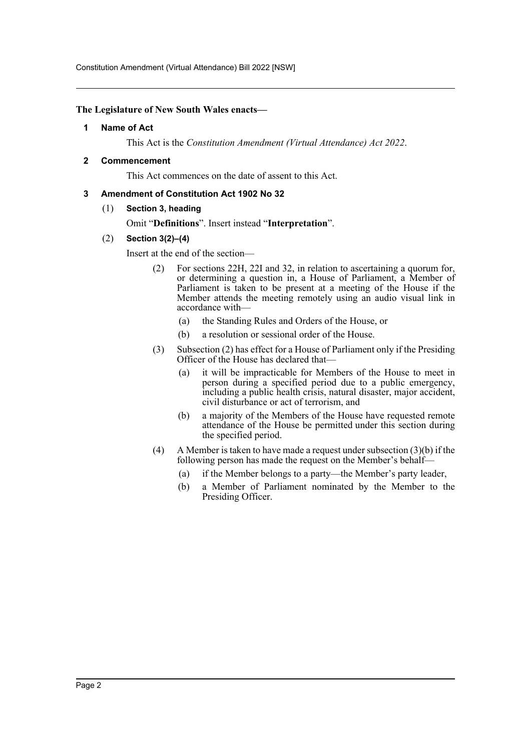**The Legislature of New South Wales enacts—**

## 1 Name of Act

This Act is the *Constitution Amendment (Virtual Attendance) Act 2022*.

## 2 Commencement

This Act commences on the date of assent to this Act.

## 3 Amendment of Constitution Act 1902 No 32

### (1) Section 3, heading

Omit "**Definitions**". Insert instead "**Interpretation**".

### (2) Section 3(2)–(4)

Insert at the end of the section—

(2) For sections 22H, 22I and 32, in relation to ascertaining a quorum for, or determining a question in, a House of Parliament, a Member of Parliament is taken to be present at a meeting of the House if the Member attends the meeting remotely using an audio visual link in accordance with—

- (a) the Standing Rules and Orders of the House, or
- (b) a resolution or sessional order of the House.

(3) Subsection (2) has effect for a House of Parliament only if the Presiding Officer of the House has declared that—

- (a) it will be impracticable for Members of the House to meet in person during a specified period due to a public emergency, including a public health crisis, natural disaster, major accident, civil disturbance or act of terrorism, and
- (b) a majority of the Members of the House have requested remote attendance of the House be permitted under this section during the specified period.

(4) A Member is taken to have made a request under subsection (3)(b) if the following person has made the request on the Member's behalf—

- (a) if the Member belongs to a party—the Member's party leader,
- (b) a Member of Parliament nominated by the Member to the Presiding Officer.